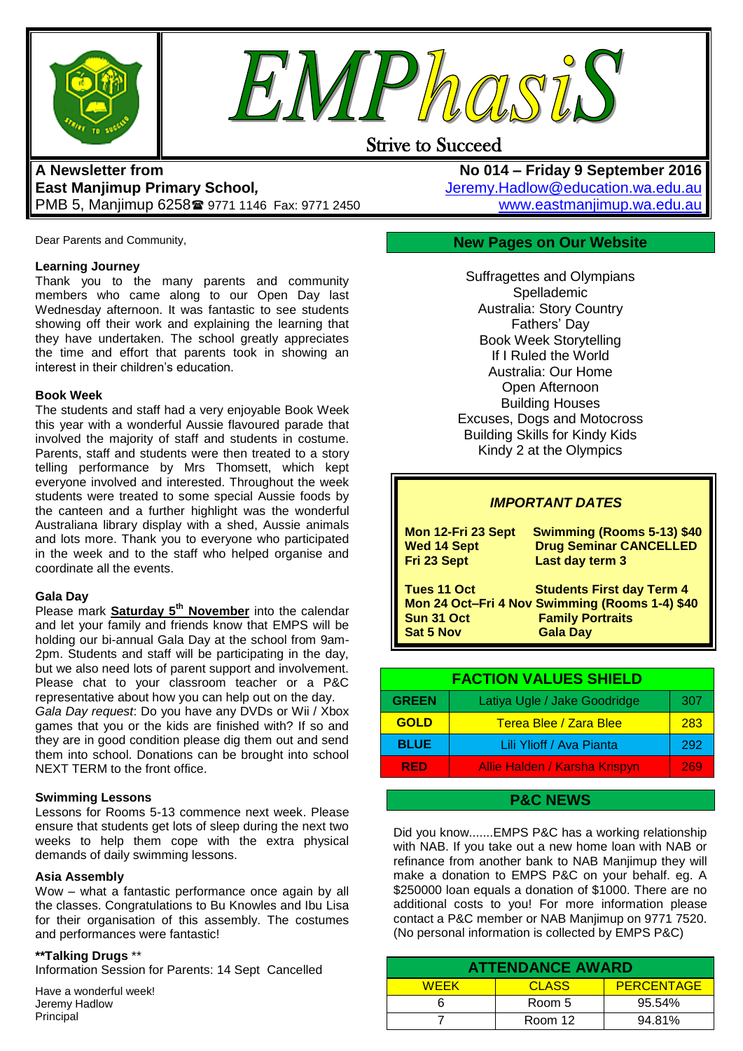# EMPhasiS

Strive to Succeed

**A Newsletter from**
**East Manjimup Primary School,**
PMB 5, Manjimup 6258 ☎ 9771 1146 Fax: 9771 2450

**No 014 – Friday 9 September 2016**
Jeremy.Hadlow@education.wa.edu.au
www.eastmanjimup.wa.edu.au

Dear Parents and Community,

**Learning Journey**
Thank you to the many parents and community members who came along to our Open Day last Wednesday afternoon. It was fantastic to see students showing off their work and explaining the learning that they have undertaken. The school greatly appreciates the time and effort that parents took in showing an interest in their children's education.

**Book Week**
The students and staff had a very enjoyable Book Week this year with a wonderful Aussie flavoured parade that involved the majority of staff and students in costume. Parents, staff and students were then treated to a story telling performance by Mrs Thomsett, which kept everyone involved and interested. Throughout the week students were treated to some special Aussie foods by the canteen and a further highlight was the wonderful Australiana library display with a shed, Aussie animals and lots more. Thank you to everyone who participated in the week and to the staff who helped organise and coordinate all the events.

**Gala Day**
Please mark **Saturday 5th November** into the calendar and let your family and friends know that EMPS will be holding our bi-annual Gala Day at the school from 9am-2pm. Students and staff will be participating in the day, but we also need lots of parent support and involvement. Please chat to your classroom teacher or a P&C representative about how you can help out on the day.
*Gala Day request*: Do you have any DVDs or Wii / Xbox games that you or the kids are finished with? If so and they are in good condition please dig them out and send them into school. Donations can be brought into school NEXT TERM to the front office.

**Swimming Lessons**
Lessons for Rooms 5-13 commence next week. Please ensure that students get lots of sleep during the next two weeks to help them cope with the extra physical demands of daily swimming lessons.

**Asia Assembly**
Wow – what a fantastic performance once again by all the classes. Congratulations to Bu Knowles and Ibu Lisa for their organisation of this assembly. The costumes and performances were fantastic!

**\*\*Talking Drugs** \*\*
Information Session for Parents: 14 Sept Cancelled

Have a wonderful week!
Jeremy Hadlow
Principal

## New Pages on Our Website

Suffragettes and Olympians
Spellademic
Australia: Story Country
Fathers' Day
Book Week Storytelling
If I Ruled the World
Australia: Our Home
Open Afternoon
Building Houses
Excuses, Dogs and Motocross
Building Skills for Kindy Kids
Kindy 2 at the Olympics

## *IMPORTANT DATES*

| | |
|---|---|
| **Mon 12-Fri 23 Sept** | **Swimming (Rooms 5-13) $40** |
| **Wed 14 Sept** | **Drug Seminar CANCELLED** |
| **Fri 23 Sept** | **Last day term 3** |
| **Tues 11 Oct** | **Students First day Term 4** |
| **Mon 24 Oct–Fri 4 Nov** | **Swimming (Rooms 1-4) $40** |
| **Sun 31 Oct** | **Family Portraits** |
| **Sat 5 Nov** | **Gala Day** |

## FACTION VALUES SHIELD

| | | |
|---|---|---|
| **GREEN** | Latiya Ugle / Jake Goodridge | 307 |
| **GOLD** | Terea Blee / Zara Blee | 283 |
| **BLUE** | Lili Ylioff / Ava Pianta | 292 |
| **RED** | Allie Halden / Karsha Krispyn | 269 |

## P&C NEWS

Did you know.......EMPS P&C has a working relationship with NAB. If you take out a new home loan with NAB or refinance from another bank to NAB Manjimup they will make a donation to EMPS P&C on your behalf. eg. A $250000 loan equals a donation of $1000. There are no additional costs to you! For more information please contact a P&C member or NAB Manjimup on 9771 7520. (No personal information is collected by EMPS P&C)

## ATTENDANCE AWARD

| WEEK | CLASS | PERCENTAGE |
|---|---|---|
| 6 | Room 5 | 95.54% |
| 7 | Room 12 | 94.81% |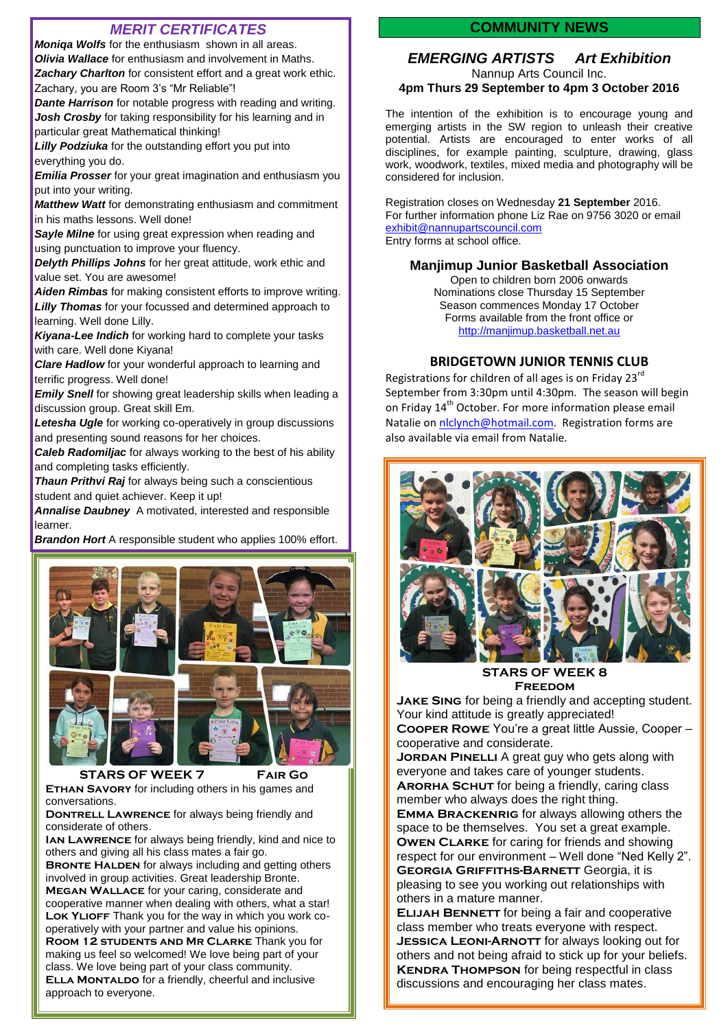## MERIT CERTIFICATES

***Moniqa Wolfs*** for the enthusiasm shown in all areas.
***Olivia Wallace*** for enthusiasm and involvement in Maths.
***Zachary Charlton*** for consistent effort and a great work ethic. Zachary, you are Room 3's "Mr Reliable"!
***Dante Harrison*** for notable progress with reading and writing.
***Josh Crosby*** for taking responsibility for his learning and in particular great Mathematical thinking!
***Lilly Podziuka*** for the outstanding effort you put into everything you do.
***Emilia Prosser*** for your great imagination and enthusiasm you put into your writing.
***Matthew Watt*** for demonstrating enthusiasm and commitment in his maths lessons. Well done!
***Sayle Milne*** for using great expression when reading and using punctuation to improve your fluency.
***Delyth Phillips Johns*** for her great attitude, work ethic and value set. You are awesome!
***Aiden Rimbas*** for making consistent efforts to improve writing.
***Lilly Thomas*** for your focussed and determined approach to learning. Well done Lilly.
***Kiyana-Lee Indich*** for working hard to complete your tasks with care. Well done Kiyana!
***Clare Hadlow*** for your wonderful approach to learning and terrific progress. Well done!
***Emily Snell*** for showing great leadership skills when leading a discussion group. Great skill Em.
***Letesha Ugle*** for working co-operatively in group discussions and presenting sound reasons for her choices.
***Caleb Radomiljac*** for always working to the best of his ability and completing tasks efficiently.
***Thaun Prithvi Raj*** for always being such a conscientious student and quiet achiever. Keep it up!
***Annalise Daubney*** A motivated, interested and responsible learner.
***Brandon Hort*** A responsible student who applies 100% effort.

### STARS OF WEEK 7 FAIR GO

**Ethan Savory** for including others in his games and conversations.
**Dontrell Lawrence** for always being friendly and considerate of others.
**Ian Lawrence** for always being friendly, kind and nice to others and giving all his class mates a fair go.
**Bronte Halden** for always including and getting others involved in group activities. Great leadership Bronte.
**Megan Wallace** for your caring, considerate and cooperative manner when dealing with others, what a star!
**Lok Ylioff** Thank you for the way in which you work co-operatively with your partner and value his opinions.
**Room 12 students and Mr Clarke** Thank you for making us feel so welcomed! We love being part of your class. We love being part of your class community.
**Ella Montaldo** for a friendly, cheerful and inclusive approach to everyone.

## COMMUNITY NEWS

### *EMERGING ARTISTS Art Exhibition*

Nannup Arts Council Inc.
**4pm Thurs 29 September to 4pm 3 October 2016**

The intention of the exhibition is to encourage young and emerging artists in the SW region to unleash their creative potential. Artists are encouraged to enter works of all disciplines, for example painting, sculpture, drawing, glass work, woodwork, textiles, mixed media and photography will be considered for inclusion.

Registration closes on Wednesday **21 September** 2016.
For further information phone Liz Rae on 9756 3020 or email exhibit@nannupartscouncil.com
Entry forms at school office.

### Manjimup Junior Basketball Association

Open to children born 2006 onwards
Nominations close Thursday 15 September
Season commences Monday 17 October
Forms available from the front office or
http://manjimup.basketball.net.au

### BRIDGETOWN JUNIOR TENNIS CLUB

Registrations for children of all ages is on Friday 23rd September from 3:30pm until 4:30pm. The season will begin on Friday 14th October. For more information please email Natalie on nlclynch@hotmail.com. Registration forms are also available via email from Natalie.

### STARS OF WEEK 8
### FREEDOM

**Jake Sing** for being a friendly and accepting student. Your kind attitude is greatly appreciated!
**Cooper Rowe** You're a great little Aussie, Cooper – cooperative and considerate.
**Jordan Pinelli** A great guy who gets along with everyone and takes care of younger students.
**Arorha Schut** for being a friendly, caring class member who always does the right thing.
**Emma Brackenrig** for always allowing others the space to be themselves. You set a great example.
**Owen Clarke** for caring for friends and showing respect for our environment – Well done "Ned Kelly 2".
**Georgia Griffiths-Barnett** Georgia, it is pleasing to see you working out relationships with others in a mature manner.
**Elijah Bennett** for being a fair and cooperative class member who treats everyone with respect.
**Jessica Leoni-Arnott** for always looking out for others and not being afraid to stick up for your beliefs.
**Kendra Thompson** for being respectful in class discussions and encouraging her class mates.